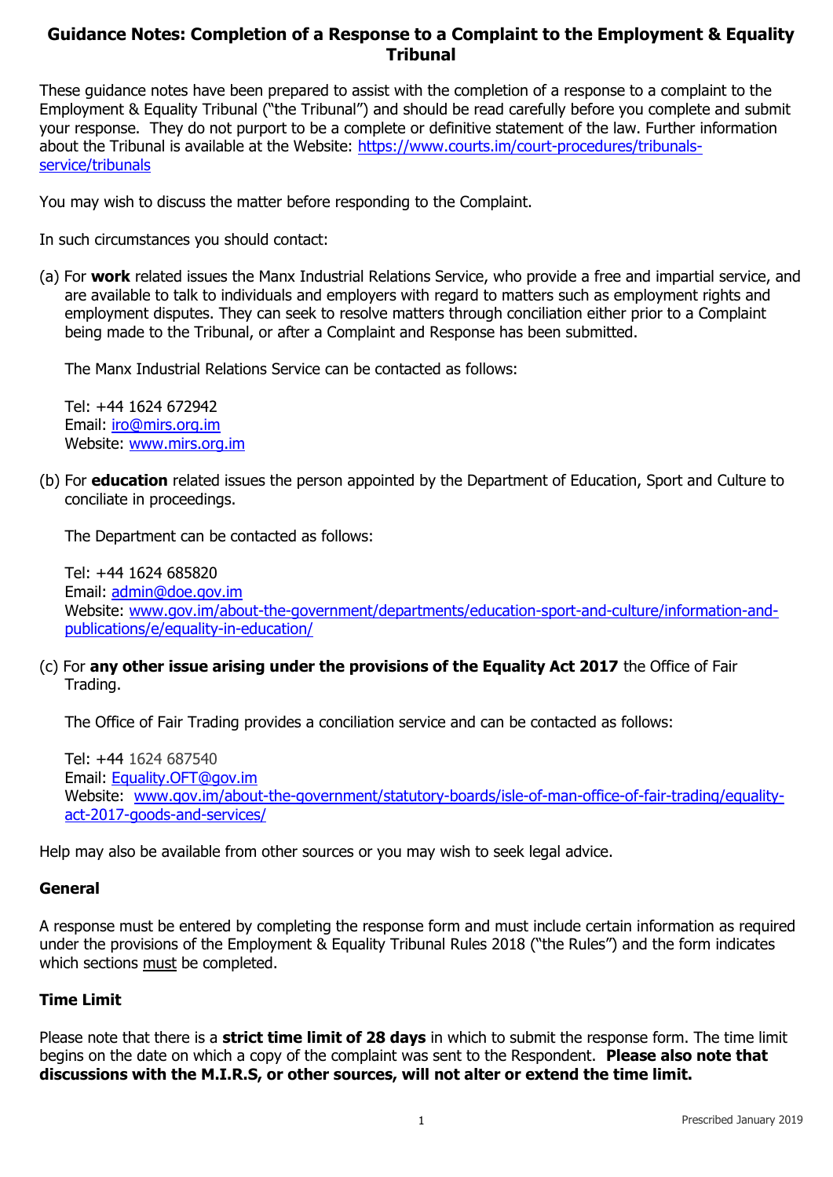# Guidance Notes: Completion of a Response to a Complaint to the Employment & Equality Tribunal

These guidance notes have been prepared to assist with the completion of a response to a complaint to the Employment & Equality Tribunal ("the Tribunal") and should be read carefully before you complete and submit your response. They do not purport to be a complete or definitive statement of the law. Further information about the Tribunal is available at the Website: [https://www.courts.im/court-procedures/tribunals-service/tribunals](https://www.courts.im/court-procedures/tribunals-service/tribunals)

You may wish to discuss the matter before responding to the Complaint.

In such circumstances you should contact:

(a) For **work** related issues the Manx Industrial Relations Service, who provide a free and impartial service, and are available to talk to individuals and employers with regard to matters such as employment rights and employment disputes. They can seek to resolve matters through conciliation either prior to a Complaint being made to the Tribunal, or after a Complaint and Response has been submitted.

The Manx Industrial Relations Service can be contacted as follows:

Tel: +44 1624 672942
Email: [iro@mirs.org.im](mailto:iro@mirs.org.im)
Website: [www.mirs.org.im](http://www.mirs.org.im)

(b) For **education** related issues the person appointed by the Department of Education, Sport and Culture to conciliate in proceedings.

The Department can be contacted as follows:

Tel: +44 1624 685820
Email: [admin@doe.gov.im](mailto:admin@doe.gov.im)
Website: [www.gov.im/about-the-government/departments/education-sport-and-culture/information-and-publications/e/equality-in-education/](http://www.gov.im/about-the-government/departments/education-sport-and-culture/information-and-publications/e/equality-in-education/)

(c) For **any other issue arising under the provisions of the Equality Act 2017** the Office of Fair Trading.

The Office of Fair Trading provides a conciliation service and can be contacted as follows:

Tel: +44 1624 687540
Email: [Equality.OFT@gov.im](mailto:Equality.OFT@gov.im)
Website: [www.gov.im/about-the-government/statutory-boards/isle-of-man-office-of-fair-trading/equality-act-2017-goods-and-services/](http://www.gov.im/about-the-government/statutory-boards/isle-of-man-office-of-fair-trading/equality-act-2017-goods-and-services/)

Help may also be available from other sources or you may wish to seek legal advice.

## General

A response must be entered by completing the response form and must include certain information as required under the provisions of the Employment & Equality Tribunal Rules 2018 ("the Rules") and the form indicates which sections must be completed.

## Time Limit

Please note that there is a **strict time limit of 28 days** in which to submit the response form. The time limit begins on the date on which a copy of the complaint was sent to the Respondent. **Please also note that discussions with the M.I.R.S, or other sources, will not alter or extend the time limit.**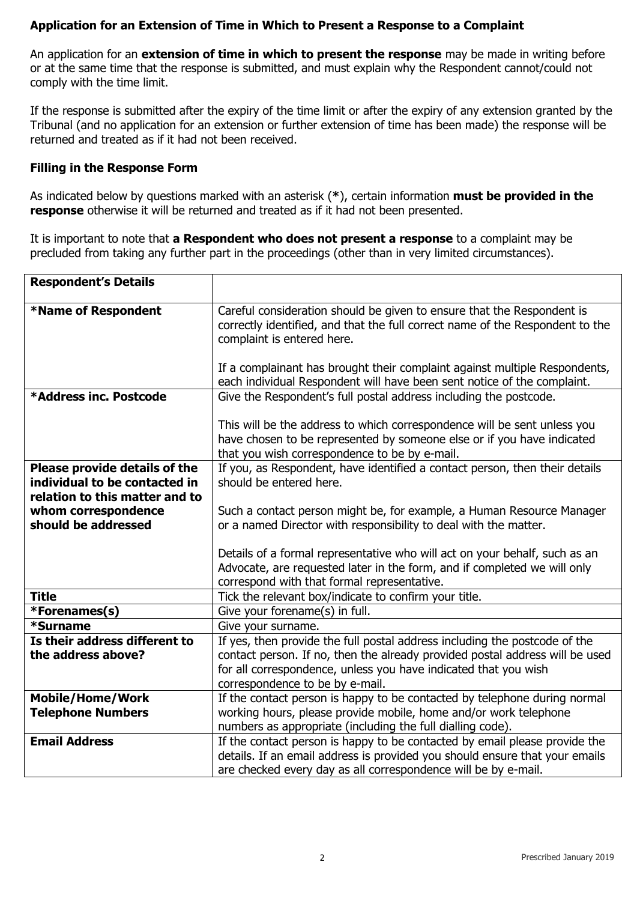### Application for an Extension of Time in Which to Present a Response to a Complaint

An application for an **extension of time in which to present the response** may be made in writing before or at the same time that the response is submitted, and must explain why the Respondent cannot/could not comply with the time limit.

If the response is submitted after the expiry of the time limit or after the expiry of any extension granted by the Tribunal (and no application for an extension or further extension of time has been made) the response will be returned and treated as if it had not been received.

### Filling in the Response Form

As indicated below by questions marked with an asterisk (**\***), certain information **must be provided in the response** otherwise it will be returned and treated as if it had not been presented.

It is important to note that **a Respondent who does not present a response** to a complaint may be precluded from taking any further part in the proceedings (other than in very limited circumstances).

| **Respondent's Details** | |
|---|---|
| **\*Name of Respondent** | Careful consideration should be given to ensure that the Respondent is correctly identified, and that the full correct name of the Respondent to the complaint is entered here.<br><br>If a complainant has brought their complaint against multiple Respondents, each individual Respondent will have been sent notice of the complaint. |
| **\*Address inc. Postcode** | Give the Respondent's full postal address including the postcode.<br><br>This will be the address to which correspondence will be sent unless you have chosen to be represented by someone else or if you have indicated that you wish correspondence to be by e-mail. |
| **Please provide details of the individual to be contacted in relation to this matter and to whom correspondence should be addressed** | If you, as Respondent, have identified a contact person, then their details should be entered here.<br><br>Such a contact person might be, for example, a Human Resource Manager or a named Director with responsibility to deal with the matter.<br><br>Details of a formal representative who will act on your behalf, such as an Advocate, are requested later in the form, and if completed we will only correspond with that formal representative. |
| **Title** | Tick the relevant box/indicate to confirm your title. |
| **\*Forenames(s)** | Give your forename(s) in full. |
| **\*Surname** | Give your surname. |
| **Is their address different to the address above?** | If yes, then provide the full postal address including the postcode of the contact person. If no, then the already provided postal address will be used for all correspondence, unless you have indicated that you wish correspondence to be by e-mail. |
| **Mobile/Home/Work Telephone Numbers** | If the contact person is happy to be contacted by telephone during normal working hours, please provide mobile, home and/or work telephone numbers as appropriate (including the full dialling code). |
| **Email Address** | If the contact person is happy to be contacted by email please provide the details. If an email address is provided you should ensure that your emails are checked every day as all correspondence will be by e-mail. |

Prescribed January 2019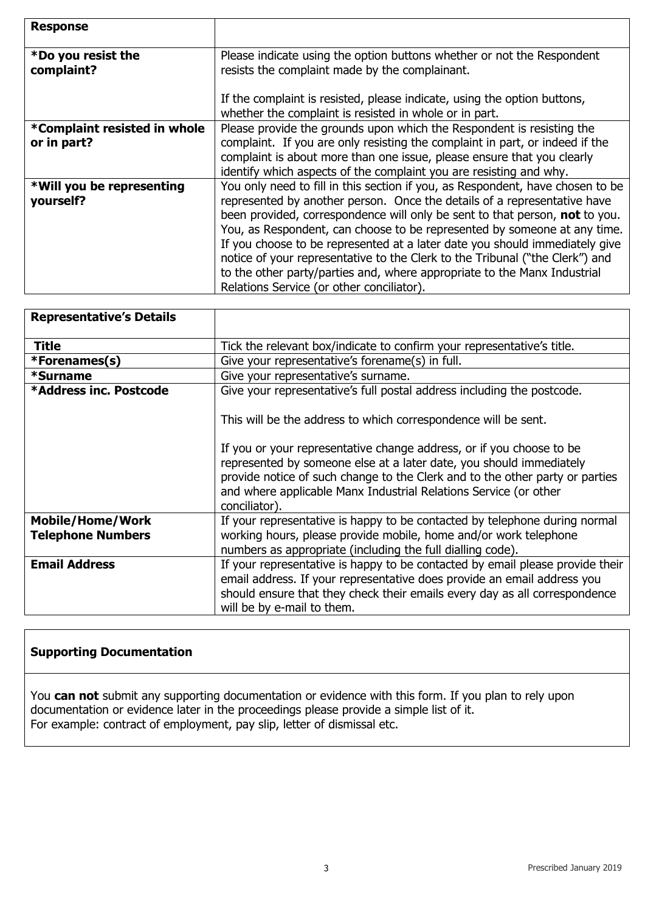| **Response** | |
|---|---|
| **\*Do you resist the complaint?** | Please indicate using the option buttons whether or not the Respondent resists the complaint made by the complainant.<br><br>If the complaint is resisted, please indicate, using the option buttons, whether the complaint is resisted in whole or in part. |
| **\*Complaint resisted in whole or in part?** | Please provide the grounds upon which the Respondent is resisting the complaint. If you are only resisting the complaint in part, or indeed if the complaint is about more than one issue, please ensure that you clearly identify which aspects of the complaint you are resisting and why. |
| **\*Will you be representing yourself?** | You only need to fill in this section if you, as Respondent, have chosen to be represented by another person. Once the details of a representative have been provided, correspondence will only be sent to that person, **not** to you. You, as Respondent, can choose to be represented by someone at any time. If you choose to be represented at a later date you should immediately give notice of your representative to the Clerk to the Tribunal ("the Clerk") and to the other party/parties and, where appropriate to the Manx Industrial Relations Service (or other conciliator). |

| **Representative's Details** | |
|---|---|
| **Title** | Tick the relevant box/indicate to confirm your representative's title. |
| **\*Forenames(s)** | Give your representative's forename(s) in full. |
| **\*Surname** | Give your representative's surname. |
| **\*Address inc. Postcode** | Give your representative's full postal address including the postcode.<br><br>This will be the address to which correspondence will be sent.<br><br>If you or your representative change address, or if you choose to be represented by someone else at a later date, you should immediately provide notice of such change to the Clerk and to the other party or parties and where applicable Manx Industrial Relations Service (or other conciliator). |
| **Mobile/Home/Work Telephone Numbers** | If your representative is happy to be contacted by telephone during normal working hours, please provide mobile, home and/or work telephone numbers as appropriate (including the full dialling code). |
| **Email Address** | If your representative is happy to be contacted by email please provide their email address. If your representative does provide an email address you should ensure that they check their emails every day as all correspondence will be by e-mail to them. |

**Supporting Documentation**

You **can not** submit any supporting documentation or evidence with this form. If you plan to rely upon documentation or evidence later in the proceedings please provide a simple list of it.
For example: contract of employment, pay slip, letter of dismissal etc.

Prescribed January 2019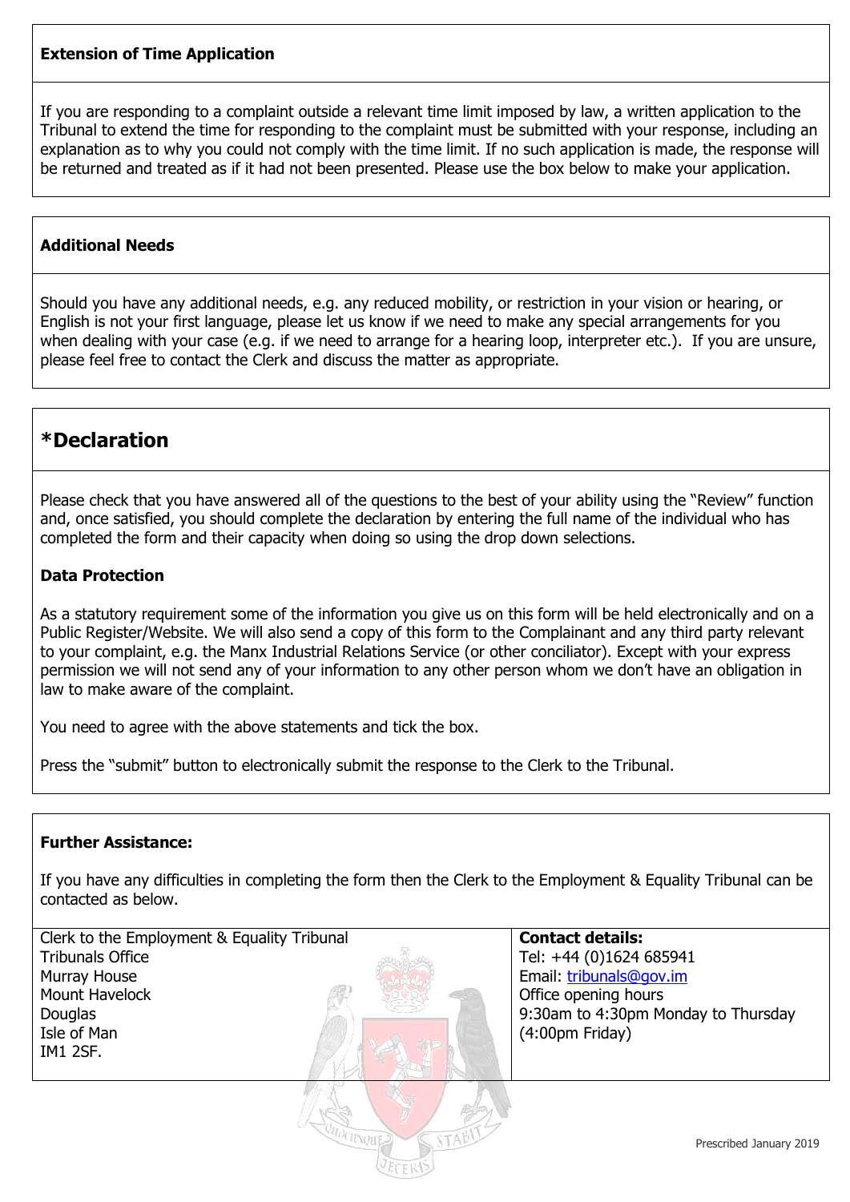**Extension of Time Application**

If you are responding to a complaint outside a relevant time limit imposed by law, a written application to the Tribunal to extend the time for responding to the complaint must be submitted with your response, including an explanation as to why you could not comply with the time limit. If no such application is made, the response will be returned and treated as if it had not been presented. Please use the box below to make your application.

**Additional Needs**

Should you have any additional needs, e.g. any reduced mobility, or restriction in your vision or hearing, or English is not your first language, please let us know if we need to make any special arrangements for you when dealing with your case (e.g. if we need to arrange for a hearing loop, interpreter etc.). If you are unsure, please feel free to contact the Clerk and discuss the matter as appropriate.

## *Declaration

Please check that you have answered all of the questions to the best of your ability using the "Review" function and, once satisfied, you should complete the declaration by entering the full name of the individual who has completed the form and their capacity when doing so using the drop down selections.

**Data Protection**

As a statutory requirement some of the information you give us on this form will be held electronically and on a Public Register/Website. We will also send a copy of this form to the Complainant and any third party relevant to your complaint, e.g. the Manx Industrial Relations Service (or other conciliator). Except with your express permission we will not send any of your information to any other person whom we don't have an obligation in law to make aware of the complaint.

You need to agree with the above statements and tick the box.

Press the "submit" button to electronically submit the response to the Clerk to the Tribunal.

**Further Assistance:**

If you have any difficulties in completing the form then the Clerk to the Employment & Equality Tribunal can be contacted as below.

| | |
|---|---|
| Clerk to the Employment & Equality Tribunal<br>Tribunals Office<br>Murray House<br>Mount Havelock<br>Douglas<br>Isle of Man<br>IM1 2SF. | **Contact details:**<br>Tel: +44 (0)1624 685941<br>Email: tribunals@gov.im<br>Office opening hours<br>9:30am to 4:30pm Monday to Thursday<br>(4:00pm Friday) |

Prescribed January 2019